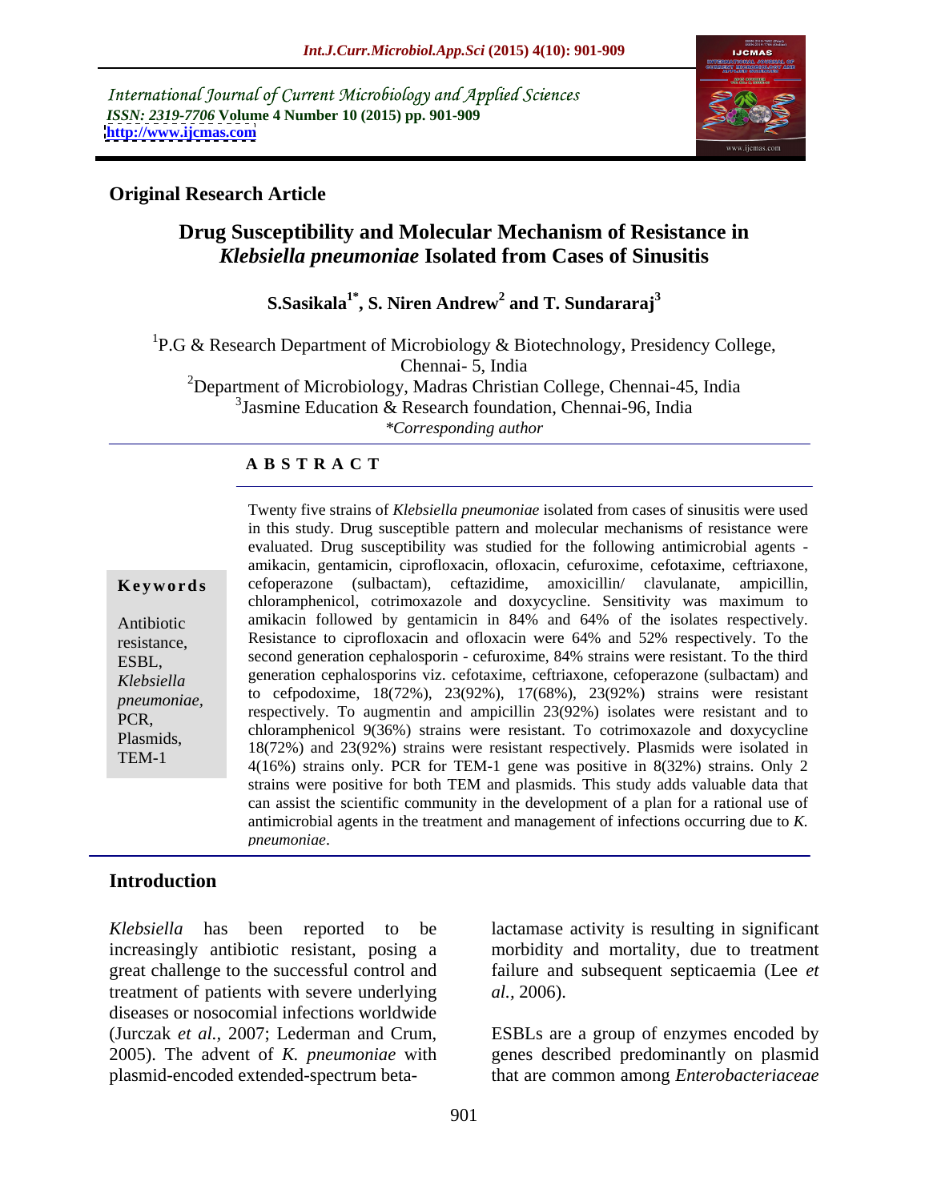International Journal of Current Microbiology and Applied Sciences
*ISSN: 2319-7706* **Volume 4 Number 10 (2015) pp. 901-909**
**http://www.ijcmas.com**

**Original Research Article**

# Drug Susceptibility and Molecular Mechanism of Resistance in *Klebsiella pneumoniae* Isolated from Cases of Sinusitis

**S.Sasikala[1*], S. Niren Andrew[2] and T. Sundararaj[3]**

[1]P.G & Research Department of Microbiology & Biotechnology, Presidency College, Chennai- 5, India
[2]Department of Microbiology, Madras Christian College, Chennai-45, India
[3]Jasmine Education & Research foundation, Chennai-96, India
*\*Corresponding author*

## A B S T R A C T

**Keywords**

Antibiotic resistance, ESBL, *Klebsiella pneumoniae*, PCR, Plasmids, TEM-1

Twenty five strains of *Klebsiella pneumoniae* isolated from cases of sinusitis were used in this study. Drug susceptible pattern and molecular mechanisms of resistance were evaluated. Drug susceptibility was studied for the following antimicrobial agents - amikacin, gentamicin, ciprofloxacin, ofloxacin, cefuroxime, cefotaxime, ceftriaxone, cefoperazone (sulbactam), ceftazidime, amoxicillin/ clavulanate, ampicillin, chloramphenicol, cotrimoxazole and doxycycline. Sensitivity was maximum to amikacin followed by gentamicin in 84% and 64% of the isolates respectively. Resistance to ciprofloxacin and ofloxacin were 64% and 52% respectively. To the second generation cephalosporin - cefuroxime, 84% strains were resistant. To the third generation cephalosporins viz. cefotaxime, ceftriaxone, cefoperazone (sulbactam) and to cefpodoxime, 18(72%), 23(92%), 17(68%), 23(92%) strains were resistant respectively. To augmentin and ampicillin 23(92%) isolates were resistant and to chloramphenicol 9(36%) strains were resistant. To cotrimoxazole and doxycycline 18(72%) and 23(92%) strains were resistant respectively. Plasmids were isolated in 4(16%) strains only. PCR for TEM-1 gene was positive in 8(32%) strains. Only 2 strains were positive for both TEM and plasmids. This study adds valuable data that can assist the scientific community in the development of a plan for a rational use of antimicrobial agents in the treatment and management of infections occurring due to *K. pneumoniae*.

## Introduction

*Klebsiella* has been reported to be increasingly antibiotic resistant, posing a great challenge to the successful control and treatment of patients with severe underlying diseases or nosocomial infections worldwide (Jurczak *et al.,* 2007; Lederman and Crum, 2005). The advent of *K. pneumoniae* with plasmid-encoded extended-spectrum beta-lactamase activity is resulting in significant morbidity and mortality, due to treatment failure and subsequent septicaemia (Lee *et al.,* 2006).

ESBLs are a group of enzymes encoded by genes described predominantly on plasmid that are common among *Enterobacteriaceae*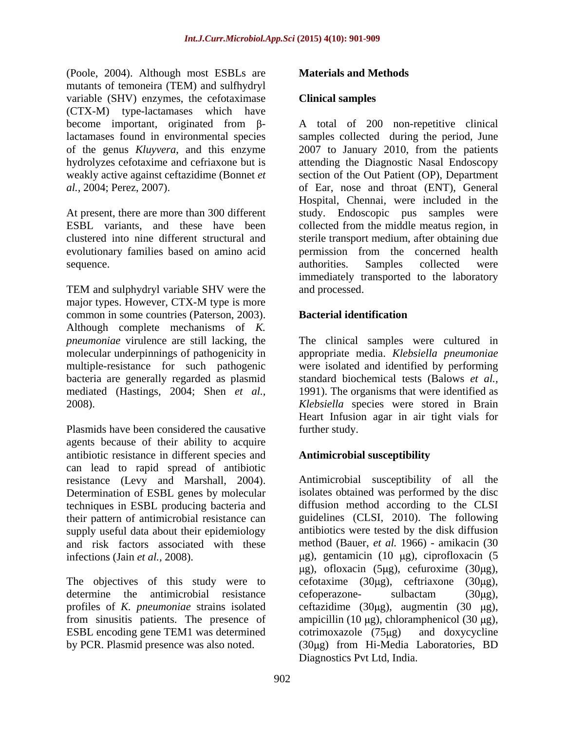(Poole, 2004). Although most ESBLs are mutants of temoneira (TEM) and sulfhydryl variable (SHV) enzymes, the cefotaximase (CTX-M) type-lactamases which have become important, originated from β-lactamases found in environmental species of the genus *Kluyvera*, and this enzyme hydrolyzes cefotaxime and cefriaxone but is weakly active against ceftazidime (Bonnet *et al.,* 2004; Perez, 2007).

At present, there are more than 300 different ESBL variants, and these have been clustered into nine different structural and evolutionary families based on amino acid sequence.

TEM and sulphydryl variable SHV were the major types. However, CTX-M type is more common in some countries (Paterson, 2003). Although complete mechanisms of *K. pneumoniae* virulence are still lacking, the molecular underpinnings of pathogenicity in multiple-resistance for such pathogenic bacteria are generally regarded as plasmid mediated (Hastings, 2004; Shen *et al.,* 2008).

Plasmids have been considered the causative agents because of their ability to acquire antibiotic resistance in different species and can lead to rapid spread of antibiotic resistance (Levy and Marshall, 2004). Determination of ESBL genes by molecular techniques in ESBL producing bacteria and their pattern of antimicrobial resistance can supply useful data about their epidemiology and risk factors associated with these infections (Jain *et al.,* 2008).

The objectives of this study were to determine the antimicrobial resistance profiles of *K. pneumoniae* strains isolated from sinusitis patients. The presence of ESBL encoding gene TEM1 was determined by PCR. Plasmid presence was also noted.

## Materials and Methods

### Clinical samples

A total of 200 non-repetitive clinical samples collected during the period, June 2007 to January 2010, from the patients attending the Diagnostic Nasal Endoscopy section of the Out Patient (OP), Department of Ear, nose and throat (ENT), General Hospital, Chennai, were included in the study. Endoscopic pus samples were collected from the middle meatus region, in sterile transport medium, after obtaining due permission from the concerned health authorities. Samples collected were immediately transported to the laboratory and processed.

### Bacterial identification

The clinical samples were cultured in appropriate media. *Klebsiella pneumoniae* were isolated and identified by performing standard biochemical tests (Balows *et al.,* 1991). The organisms that were identified as *Klebsiella* species were stored in Brain Heart Infusion agar in air tight vials for further study.

### Antimicrobial susceptibility

Antimicrobial susceptibility of all the isolates obtained was performed by the disc diffusion method according to the CLSI guidelines (CLSI, 2010). The following antibiotics were tested by the disk diffusion method (Bauer, *et al.* 1966) - amikacin (30 μg), gentamicin (10 μg), ciprofloxacin (5 μg), ofloxacin (5μg), cefuroxime (30μg), cefotaxime (30μg), ceftriaxone (30μg), cefoperazone- sulbactam (30μg), ceftazidime (30μg), augmentin (30 μg), ampicillin (10 μg), chloramphenicol (30 μg), cotrimoxazole (75μg) and doxycycline (30μg) from Hi-Media Laboratories, BD Diagnostics Pvt Ltd, India.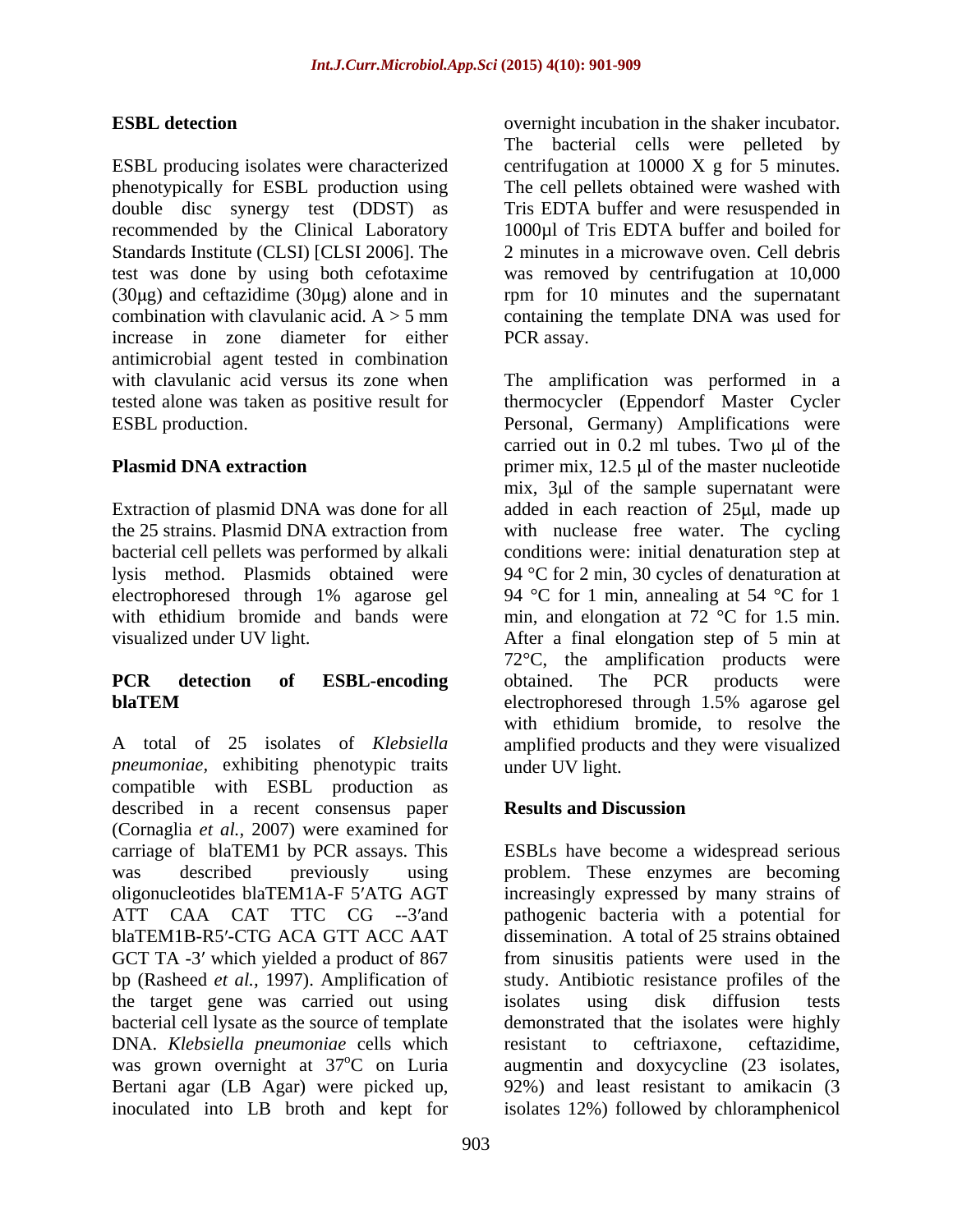## ESBL detection

ESBL producing isolates were characterized phenotypically for ESBL production using double disc synergy test (DDST) as recommended by the Clinical Laboratory Standards Institute (CLSI) [CLSI 2006]. The test was done by using both cefotaxime (30μg) and ceftazidime (30μg) alone and in combination with clavulanic acid. A > 5 mm increase in zone diameter for either antimicrobial agent tested in combination with clavulanic acid versus its zone when tested alone was taken as positive result for ESBL production.

## Plasmid DNA extraction

Extraction of plasmid DNA was done for all the 25 strains. Plasmid DNA extraction from bacterial cell pellets was performed by alkali lysis method. Plasmids obtained were electrophoresed through 1% agarose gel with ethidium bromide and bands were visualized under UV light.

## PCR detection of ESBL-encoding blaTEM

A total of 25 isolates of *Klebsiella pneumoniae,* exhibiting phenotypic traits compatible with ESBL production as described in a recent consensus paper (Cornaglia *et al.,* 2007) were examined for carriage of blaTEM1 by PCR assays. This was described previously using oligonucleotides blaTEM1A-F 5′ATG AGT ATT CAA CAT TTC CG --3′and blaTEM1B-R5′-CTG ACA GTT ACC AAT GCT TA -3′ which yielded a product of 867 bp (Rasheed *et al.,* 1997). Amplification of the target gene was carried out using bacterial cell lysate as the source of template DNA. *Klebsiella pneumoniae* cells which was grown overnight at 37°C on Luria Bertani agar (LB Agar) were picked up, inoculated into LB broth and kept for overnight incubation in the shaker incubator. The bacterial cells were pelleted by centrifugation at 10000 X g for 5 minutes. The cell pellets obtained were washed with Tris EDTA buffer and were resuspended in 1000μl of Tris EDTA buffer and boiled for 2 minutes in a microwave oven. Cell debris was removed by centrifugation at 10,000 rpm for 10 minutes and the supernatant containing the template DNA was used for PCR assay.

The amplification was performed in a thermocycler (Eppendorf Master Cycler Personal, Germany) Amplifications were carried out in 0.2 ml tubes. Two μl of the primer mix, 12.5 μl of the master nucleotide mix, 3μl of the sample supernatant were added in each reaction of 25μl, made up with nuclease free water. The cycling conditions were: initial denaturation step at 94 °C for 2 min, 30 cycles of denaturation at 94 °C for 1 min, annealing at 54 °C for 1 min, and elongation at 72 °C for 1.5 min. After a final elongation step of 5 min at 72°C, the amplification products were obtained. The PCR products were electrophoresed through 1.5% agarose gel with ethidium bromide, to resolve the amplified products and they were visualized under UV light.

## Results and Discussion

ESBLs have become a widespread serious problem. These enzymes are becoming increasingly expressed by many strains of pathogenic bacteria with a potential for dissemination. A total of 25 strains obtained from sinusitis patients were used in the study. Antibiotic resistance profiles of the isolates using disk diffusion tests demonstrated that the isolates were highly resistant to ceftriaxone, ceftazidime, augmentin and doxycycline (23 isolates, 92%) and least resistant to amikacin (3 isolates 12%) followed by chloramphenicol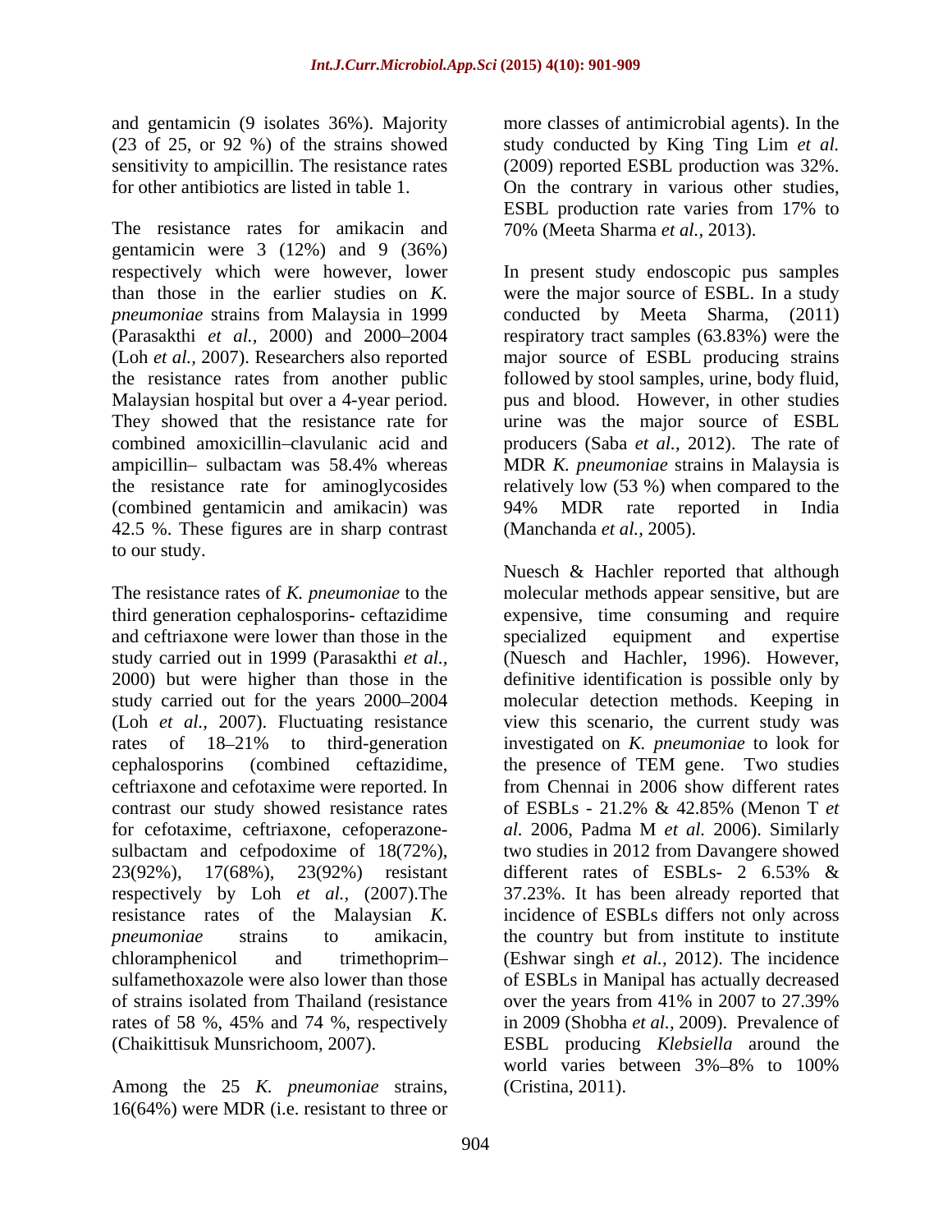and gentamicin (9 isolates 36%). Majority (23 of 25, or 92 %) of the strains showed sensitivity to ampicillin. The resistance rates for other antibiotics are listed in table 1.

The resistance rates for amikacin and gentamicin were 3 (12%) and 9 (36%) respectively which were however, lower than those in the earlier studies on *K. pneumoniae* strains from Malaysia in 1999 (Parasakthi *et al.,* 2000) and 2000–2004 (Loh *et al.,* 2007). Researchers also reported the resistance rates from another public Malaysian hospital but over a 4-year period. They showed that the resistance rate for combined amoxicillin–clavulanic acid and ampicillin– sulbactam was 58.4% whereas the resistance rate for aminoglycosides (combined gentamicin and amikacin) was 42.5 %. These figures are in sharp contrast to our study.

The resistance rates of *K. pneumoniae* to the third generation cephalosporins- ceftazidime and ceftriaxone were lower than those in the study carried out in 1999 (Parasakthi *et al.,* 2000) but were higher than those in the study carried out for the years 2000–2004 (Loh *et al.,* 2007). Fluctuating resistance rates of 18–21% to third-generation cephalosporins (combined ceftazidime, ceftriaxone and cefotaxime were reported. In contrast our study showed resistance rates for cefotaxime, ceftriaxone, cefoperazone-sulbactam and cefpodoxime of 18(72%), 23(92%), 17(68%), 23(92%) resistant respectively by Loh *et al.,* (2007).The resistance rates of the Malaysian *K. pneumoniae* strains to amikacin, chloramphenicol and trimethoprim–sulfamethoxazole were also lower than those of strains isolated from Thailand (resistance rates of 58 %, 45% and 74 %, respectively (Chaikittisuk Munsrichoom, 2007).

Among the 25 *K. pneumoniae* strains, 16(64%) were MDR (i.e. resistant to three or more classes of antimicrobial agents). In the study conducted by King Ting Lim *et al.* (2009) reported ESBL production was 32%. On the contrary in various other studies, ESBL production rate varies from 17% to 70% (Meeta Sharma *et al.,* 2013).

In present study endoscopic pus samples were the major source of ESBL. In a study conducted by Meeta Sharma, (2011) respiratory tract samples (63.83%) were the major source of ESBL producing strains followed by stool samples, urine, body fluid, pus and blood. However, in other studies urine was the major source of ESBL producers (Saba *et al.,* 2012). The rate of MDR *K. pneumoniae* strains in Malaysia is relatively low (53 %) when compared to the 94% MDR rate reported in India (Manchanda *et al.,* 2005).

Nuesch & Hachler reported that although molecular methods appear sensitive, but are expensive, time consuming and require specialized equipment and expertise (Nuesch and Hachler, 1996). However, definitive identification is possible only by molecular detection methods. Keeping in view this scenario, the current study was investigated on *K. pneumoniae* to look for the presence of TEM gene. Two studies from Chennai in 2006 show different rates of ESBLs - 21.2% & 42.85% (Menon T *et al.* 2006, Padma M *et al.* 2006). Similarly two studies in 2012 from Davangere showed different rates of ESBLs- 2 6.53% & 37.23%. It has been already reported that incidence of ESBLs differs not only across the country but from institute to institute (Eshwar singh *et al.,* 2012). The incidence of ESBLs in Manipal has actually decreased over the years from 41% in 2007 to 27.39% in 2009 (Shobha *et al.,* 2009). Prevalence of ESBL producing *Klebsiella* around the world varies between 3%–8% to 100% (Cristina, 2011).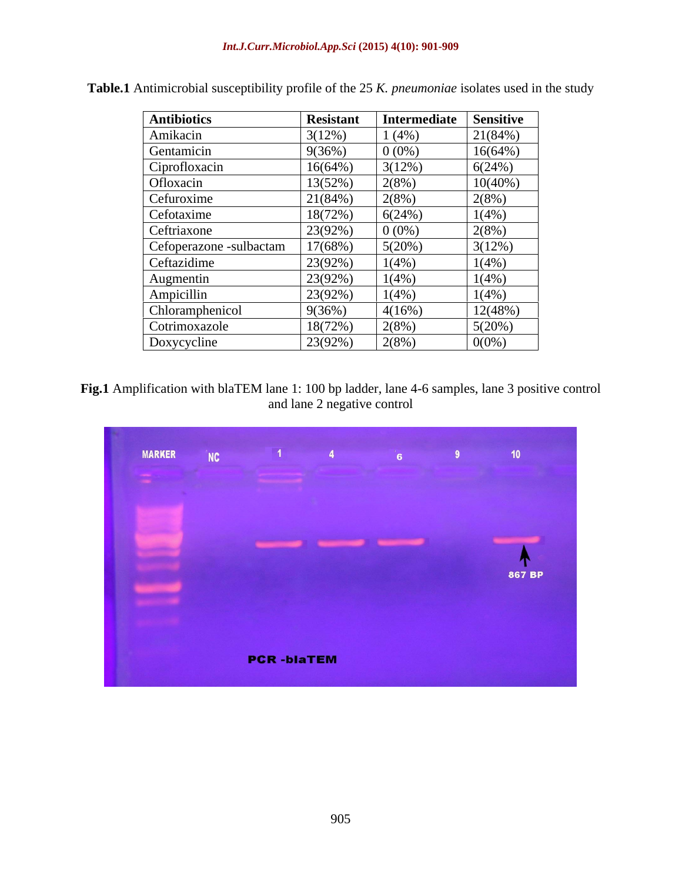**Table.1** Antimicrobial susceptibility profile of the 25 *K. pneumoniae* isolates used in the study

| Antibiotics | Resistant | Intermediate | Sensitive |
|---|---|---|---|
| Amikacin | 3(12%) | 1 (4%) | 21(84%) |
| Gentamicin | 9(36%) | 0 (0%) | 16(64%) |
| Ciprofloxacin | 16(64%) | 3(12%) | 6(24%) |
| Ofloxacin | 13(52%) | 2(8%) | 10(40%) |
| Cefuroxime | 21(84%) | 2(8%) | 2(8%) |
| Cefotaxime | 18(72%) | 6(24%) | 1(4%) |
| Ceftriaxone | 23(92%) | 0 (0%) | 2(8%) |
| Cefoperazone -sulbactam | 17(68%) | 5(20%) | 3(12%) |
| Ceftazidime | 23(92%) | 1(4%) | 1(4%) |
| Augmentin | 23(92%) | 1(4%) | 1(4%) |
| Ampicillin | 23(92%) | 1(4%) | 1(4%) |
| Chloramphenicol | 9(36%) | 4(16%) | 12(48%) |
| Cotrimoxazole | 18(72%) | 2(8%) | 5(20%) |
| Doxycycline | 23(92%) | 2(8%) | 0(0%) |

**Fig.1** Amplification with blaTEM lane 1: 100 bp ladder, lane 4-6 samples, lane 3 positive control and lane 2 negative control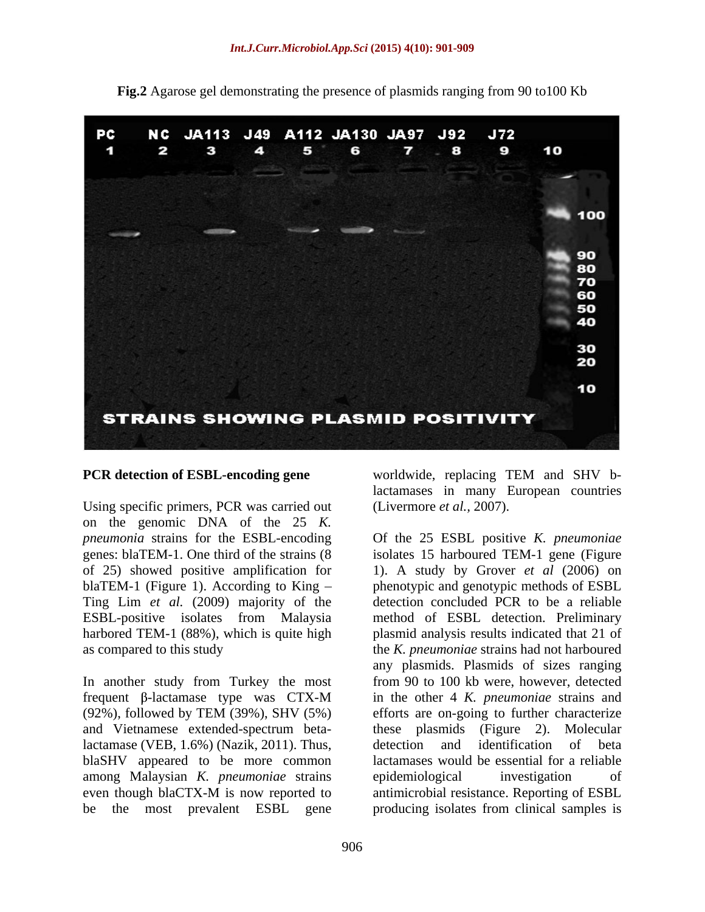**Fig.2** Agarose gel demonstrating the presence of plasmids ranging from 90 to100 Kb

**PCR detection of ESBL-encoding gene**

Using specific primers, PCR was carried out on the genomic DNA of the 25 *K. pneumonia* strains for the ESBL-encoding genes: blaTEM-1. One third of the strains (8 of 25) showed positive amplification for blaTEM-1 (Figure 1). According to King – Ting Lim *et al.* (2009) majority of the ESBL-positive isolates from Malaysia harbored TEM-1 (88%), which is quite high as compared to this study

In another study from Turkey the most frequent β-lactamase type was CTX-M (92%), followed by TEM (39%), SHV (5%) and Vietnamese extended-spectrum beta-lactamase (VEB, 1.6%) (Nazik, 2011). Thus, blaSHV appeared to be more common among Malaysian *K. pneumoniae* strains even though blaCTX-M is now reported to be the most prevalent ESBL gene worldwide, replacing TEM and SHV b-lactamases in many European countries (Livermore *et al.,* 2007).

Of the 25 ESBL positive *K. pneumoniae* isolates 15 harboured TEM-1 gene (Figure 1). A study by Grover *et al* (2006) on phenotypic and genotypic methods of ESBL detection concluded PCR to be a reliable method of ESBL detection. Preliminary plasmid analysis results indicated that 21 of the *K. pneumoniae* strains had not harboured any plasmids. Plasmids of sizes ranging from 90 to 100 kb were, however, detected in the other 4 *K. pneumoniae* strains and efforts are on-going to further characterize these plasmids (Figure 2). Molecular detection and identification of beta lactamases would be essential for a reliable epidemiological investigation of antimicrobial resistance. Reporting of ESBL producing isolates from clinical samples is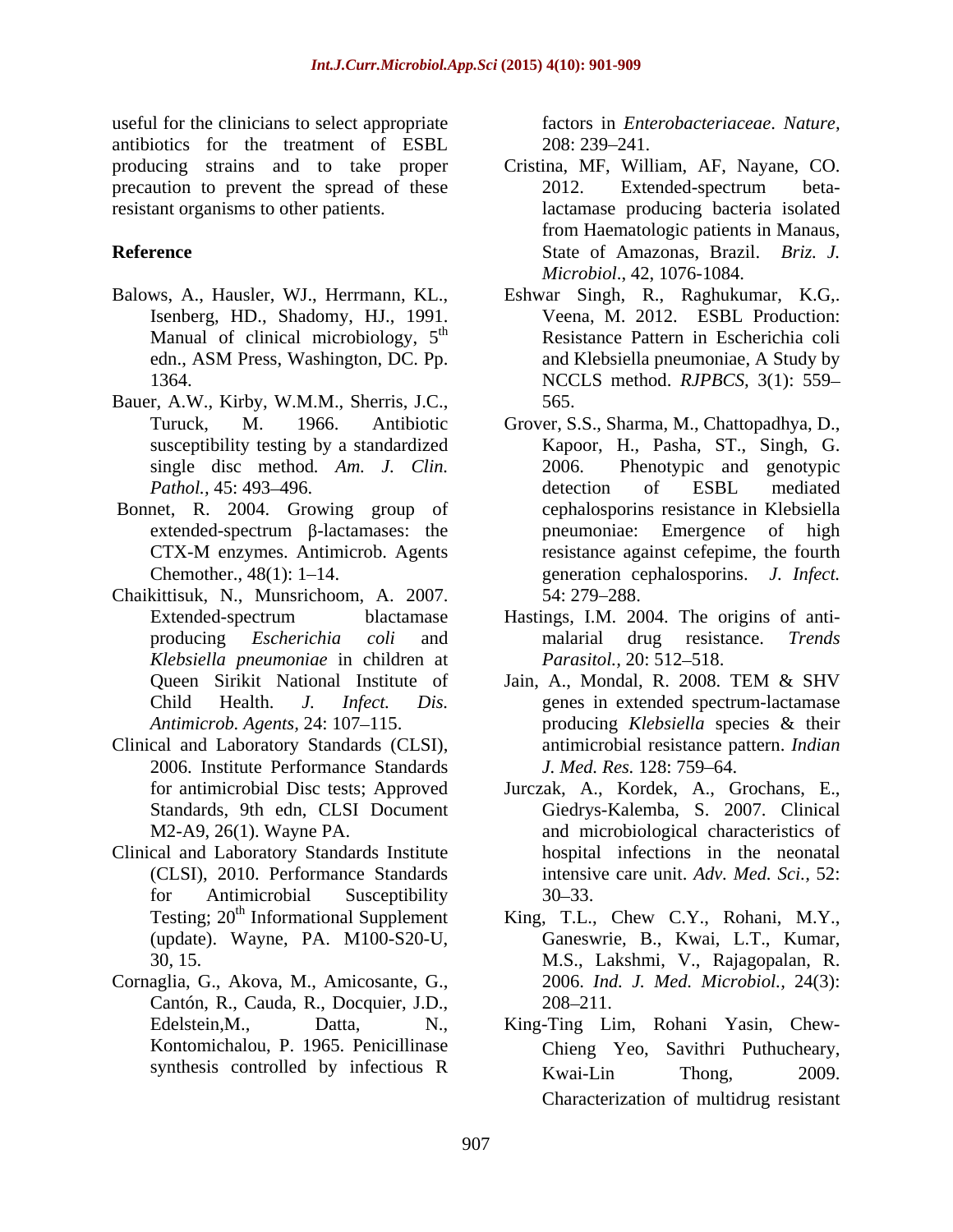useful for the clinicians to select appropriate antibiotics for the treatment of ESBL producing strains and to take proper precaution to prevent the spread of these resistant organisms to other patients.

## Reference

- Balows, A., Hausler, WJ., Herrmann, KL., Isenberg, HD., Shadomy, HJ., 1991. Manual of clinical microbiology, 5[th] edn., ASM Press, Washington, DC. Pp. 1364.
- Bauer, A.W., Kirby, W.M.M., Sherris, J.C., Turuck, M. 1966. Antibiotic susceptibility testing by a standardized single disc method. *Am. J. Clin. Pathol.,* 45: 493–496.
- Bonnet, R. 2004. Growing group of extended-spectrum β-lactamases: the CTX-M enzymes. Antimicrob. Agents Chemother., 48(1): 1–14.
- Chaikittisuk, N., Munsrichoom, A. 2007. Extended-spectrum blactamase producing *Escherichia coli* and *Klebsiella pneumoniae* in children at Queen Sirikit National Institute of Child Health. *J. Infect. Dis. Antimicrob. Agents,* 24: 107–115.
- Clinical and Laboratory Standards (CLSI), 2006. Institute Performance Standards for antimicrobial Disc tests; Approved Standards, 9th edn, CLSI Document M2-A9, 26(1). Wayne PA.
- Clinical and Laboratory Standards Institute (CLSI), 2010. Performance Standards for Antimicrobial Susceptibility Testing; 20[th] Informational Supplement (update). Wayne, PA. M100-S20-U, 30, 15.
- Cornaglia, G., Akova, M., Amicosante, G., Cantón, R., Cauda, R., Docquier, J.D., Edelstein,M., Datta, N., Kontomichalou, P. 1965. Penicillinase synthesis controlled by infectious R factors in *Enterobacteriaceae*. *Nature,* 208: 239–241.
- Cristina, MF, William, AF, Nayane, CO. 2012. Extended-spectrum beta-lactamase producing bacteria isolated from Haematologic patients in Manaus, State of Amazonas, Brazil. *Briz. J. Microbiol*., 42, 1076-1084.
- Eshwar Singh, R., Raghukumar, K.G,. Veena, M. 2012. ESBL Production: Resistance Pattern in Escherichia coli and Klebsiella pneumoniae, A Study by NCCLS method. *RJPBCS,* 3(1): 559–565.
- Grover, S.S., Sharma, M., Chattopadhya, D., Kapoor, H., Pasha, ST., Singh, G. 2006. Phenotypic and genotypic detection of ESBL mediated cephalosporins resistance in Klebsiella pneumoniae: Emergence of high resistance against cefepime, the fourth generation cephalosporins. *J. Infect.* 54: 279–288.
- Hastings, I.M. 2004. The origins of anti-malarial drug resistance. *Trends Parasitol.,* 20: 512–518.
- Jain, A., Mondal, R. 2008. TEM & SHV genes in extended spectrum-lactamase producing *Klebsiella* species & their antimicrobial resistance pattern. *Indian J. Med. Res.* 128: 759–64.
- Jurczak, A., Kordek, A., Grochans, E., Giedrys-Kalemba, S. 2007. Clinical and microbiological characteristics of hospital infections in the neonatal intensive care unit. *Adv. Med. Sci.,* 52: 30–33.
- King, T.L., Chew C.Y., Rohani, M.Y., Ganeswrie, B., Kwai, L.T., Kumar, M.S., Lakshmi, V., Rajagopalan, R. 2006. *Ind. J. Med. Microbiol.,* 24(3): 208–211.
- King-Ting Lim, Rohani Yasin, Chew-Chieng Yeo, Savithri Puthucheary, Kwai-Lin Thong, 2009. Characterization of multidrug resistant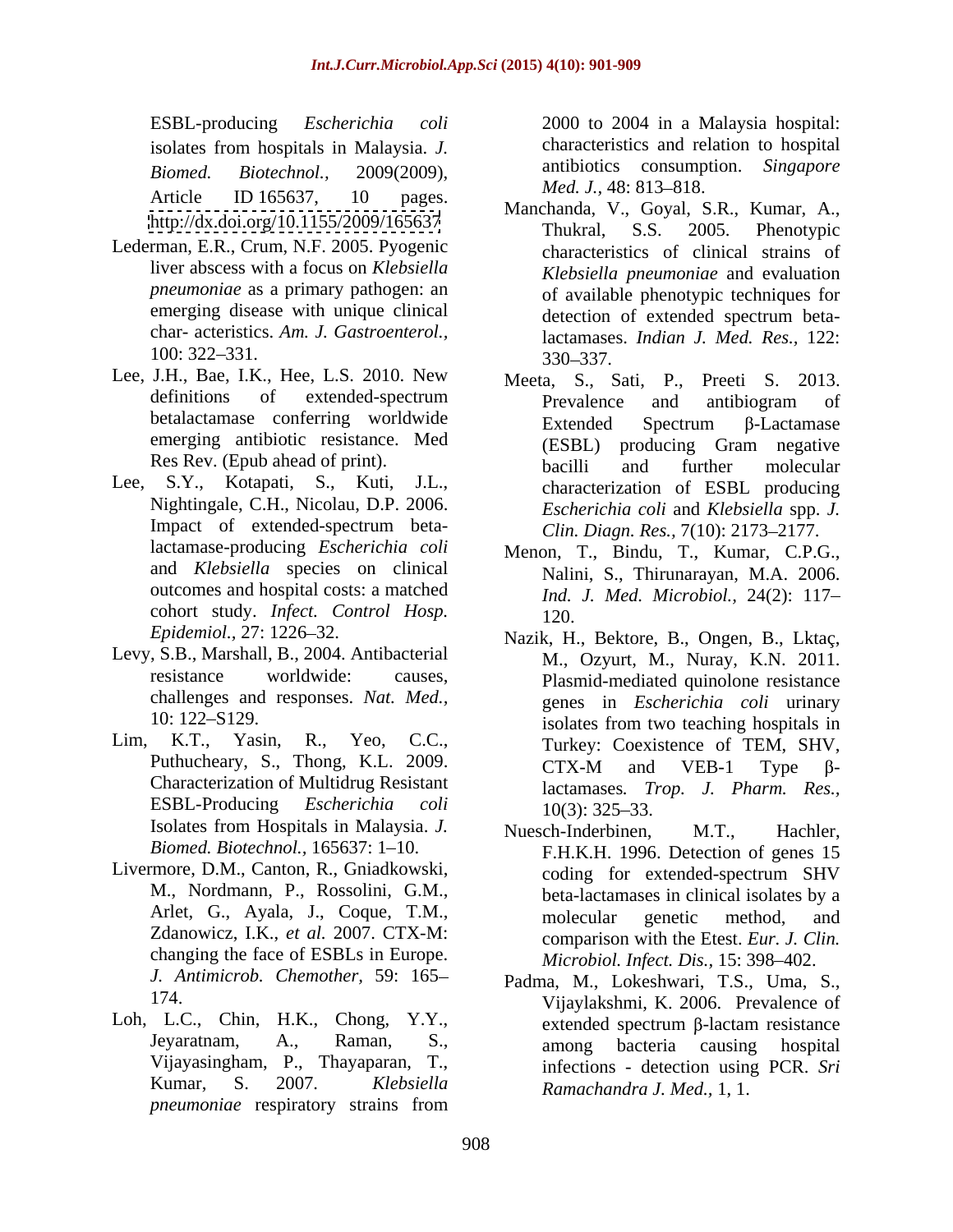ESBL-producing *Escherichia coli* isolates from hospitals in Malaysia. *J. Biomed. Biotechnol.*, 2009(2009), Article ID 165637, 10 pages. http://dx.doi.org/10.1155/2009/165637

Lederman, E.R., Crum, N.F. 2005. Pyogenic liver abscess with a focus on *Klebsiella pneumoniae* as a primary pathogen: an emerging disease with unique clinical char- acteristics. *Am. J. Gastroenterol.*, 100: 322–331.

Lee, J.H., Bae, I.K., Hee, L.S. 2010. New definitions of extended-spectrum betalactamase conferring worldwide emerging antibiotic resistance. Med Res Rev. (Epub ahead of print).

Lee, S.Y., Kotapati, S., Kuti, J.L., Nightingale, C.H., Nicolau, D.P. 2006. Impact of extended-spectrum beta-lactamase-producing *Escherichia coli* and *Klebsiella* species on clinical outcomes and hospital costs: a matched cohort study. *Infect. Control Hosp. Epidemiol.*, 27: 1226–32.

Levy, S.B., Marshall, B., 2004. Antibacterial resistance worldwide: causes, challenges and responses. *Nat. Med.*, 10: 122–S129.

Lim, K.T., Yasin, R., Yeo, C.C., Puthucheary, S., Thong, K.L. 2009. Characterization of Multidrug Resistant ESBL-Producing *Escherichia coli* Isolates from Hospitals in Malaysia. *J. Biomed. Biotechnol.*, 165637: 1–10.

Livermore, D.M., Canton, R., Gniadkowski, M., Nordmann, P., Rossolini, G.M., Arlet, G., Ayala, J., Coque, T.M., Zdanowicz, I.K., *et al.* 2007. CTX-M: changing the face of ESBLs in Europe. *J. Antimicrob. Chemother,* 59: 165–174.

Loh, L.C., Chin, H.K., Chong, Y.Y., Jeyaratnam, A., Raman, S., Vijayasingham, P., Thayaparan, T., Kumar, S. 2007. *Klebsiella pneumoniae* respiratory strains from 2000 to 2004 in a Malaysia hospital: characteristics and relation to hospital antibiotics consumption. *Singapore Med. J.*, 48: 813–818.

Manchanda, V., Goyal, S.R., Kumar, A., Thukral, S.S. 2005. Phenotypic characteristics of clinical strains of *Klebsiella pneumoniae* and evaluation of available phenotypic techniques for detection of extended spectrum beta-lactamases. *Indian J. Med. Res.*, 122: 330–337.

Meeta, S., Sati, P., Preeti S. 2013. Prevalence and antibiogram of Extended Spectrum β-Lactamase (ESBL) producing Gram negative bacilli and further molecular characterization of ESBL producing *Escherichia coli* and *Klebsiella* spp. *J. Clin. Diagn. Res.,* 7(10): 2173–2177.

Menon, T., Bindu, T., Kumar, C.P.G., Nalini, S., Thirunarayan, M.A. 2006. *Ind. J. Med. Microbiol.*, 24(2): 117–120.

Nazik, H., Bektore, B., Ongen, B., Lktaç, M., Ozyurt, M., Nuray, K.N. 2011. Plasmid-mediated quinolone resistance genes in *Escherichia coli* urinary isolates from two teaching hospitals in Turkey: Coexistence of TEM, SHV, CTX-M and VEB-1 Type β-lactamases. *Trop. J. Pharm. Res.*, 10(3): 325–33.

Nuesch-Inderbinen, M.T., Hachler, F.H.K.H. 1996. Detection of genes 15 coding for extended-spectrum SHV beta-lactamases in clinical isolates by a molecular genetic method, and comparison with the Etest. *Eur. J. Clin. Microbiol. Infect. Dis.*, 15: 398–402.

Padma, M., Lokeshwari, T.S., Uma, S., Vijaylakshmi, K. 2006. Prevalence of extended spectrum β-lactam resistance among bacteria causing hospital infections - detection using PCR. *Sri Ramachandra J. Med.,* 1, 1.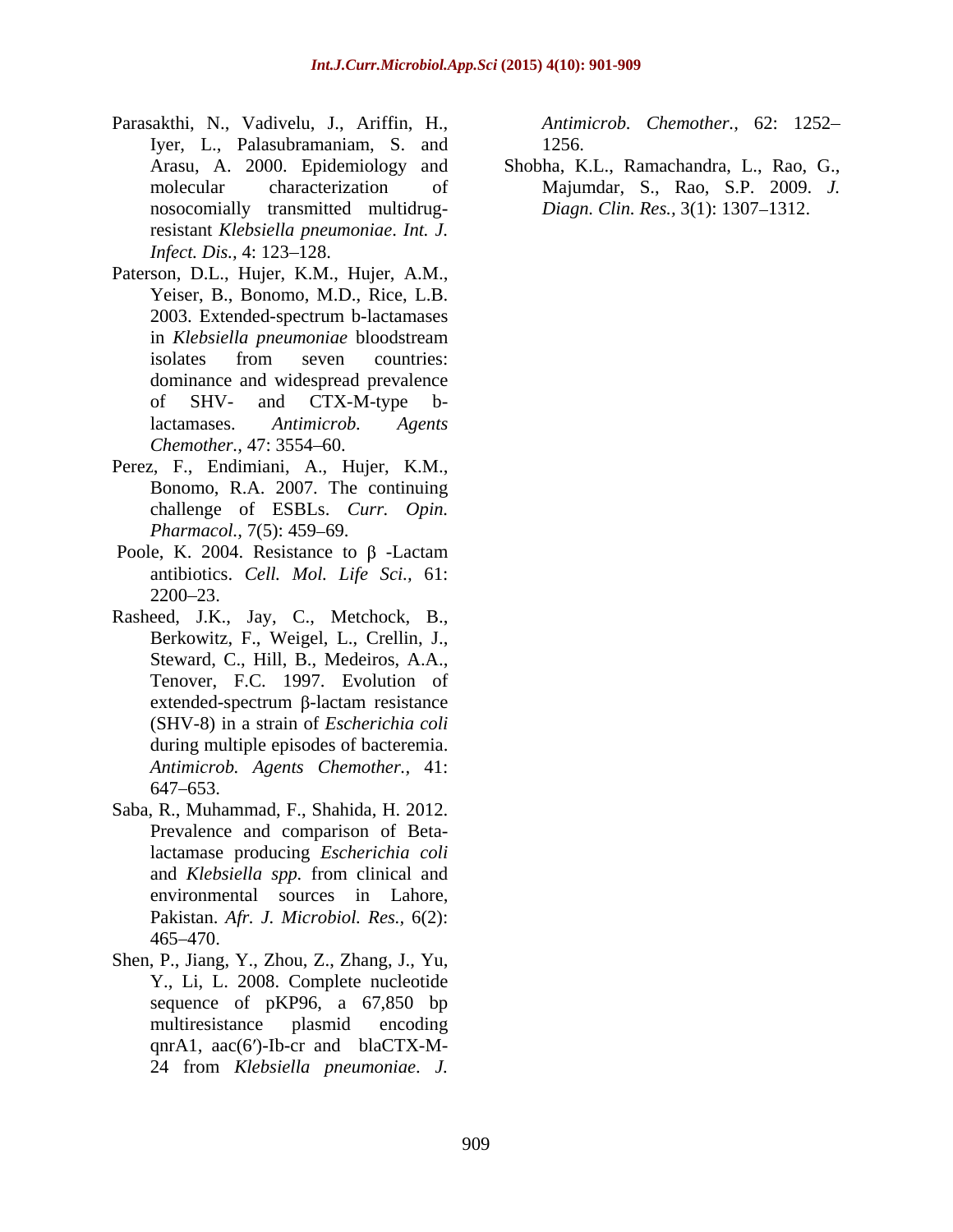Parasakthi, N., Vadivelu, J., Ariffin, H., Iyer, L., Palasubramaniam, S. and Arasu, A. 2000. Epidemiology and molecular characterization of nosocomially transmitted multidrug-resistant *Klebsiella pneumoniae*. *Int. J. Infect. Dis.,* 4: 123–128.

Paterson, D.L., Hujer, K.M., Hujer, A.M., Yeiser, B., Bonomo, M.D., Rice, L.B. 2003. Extended-spectrum b-lactamases in *Klebsiella pneumoniae* bloodstream isolates from seven countries: dominance and widespread prevalence of SHV- and CTX-M-type b-lactamases. *Antimicrob. Agents Chemother.,* 47: 3554–60.

Perez, F., Endimiani, A., Hujer, K.M., Bonomo, R.A. 2007. The continuing challenge of ESBLs. *Curr. Opin. Pharmacol.,* 7(5): 459–69.

Poole, K. 2004. Resistance to β -Lactam antibiotics. *Cell. Mol. Life Sci.,* 61: 2200–23.

Rasheed, J.K., Jay, C., Metchock, B., Berkowitz, F., Weigel, L., Crellin, J., Steward, C., Hill, B., Medeiros, A.A., Tenover, F.C. 1997. Evolution of extended-spectrum β-lactam resistance (SHV-8) in a strain of *Escherichia coli* during multiple episodes of bacteremia. *Antimicrob. Agents Chemother.,* 41: 647–653.

Saba, R., Muhammad, F., Shahida, H. 2012. Prevalence and comparison of Beta-lactamase producing *Escherichia coli* and *Klebsiella spp.* from clinical and environmental sources in Lahore, Pakistan. *Afr. J. Microbiol. Res.,* 6(2): 465–470.

Shen, P., Jiang, Y., Zhou, Z., Zhang, J., Yu, Y., Li, L. 2008. Complete nucleotide sequence of pKP96, a 67,850 bp multiresistance plasmid encoding qnrA1, aac(6′)-Ib-cr and blaCTX-M-24 from *Klebsiella pneumoniae*. *J. Antimicrob. Chemother.,* 62: 1252–1256.

Shobha, K.L., Ramachandra, L., Rao, G., Majumdar, S., Rao, S.P. 2009. *J. Diagn. Clin. Res.,* 3(1): 1307–1312.